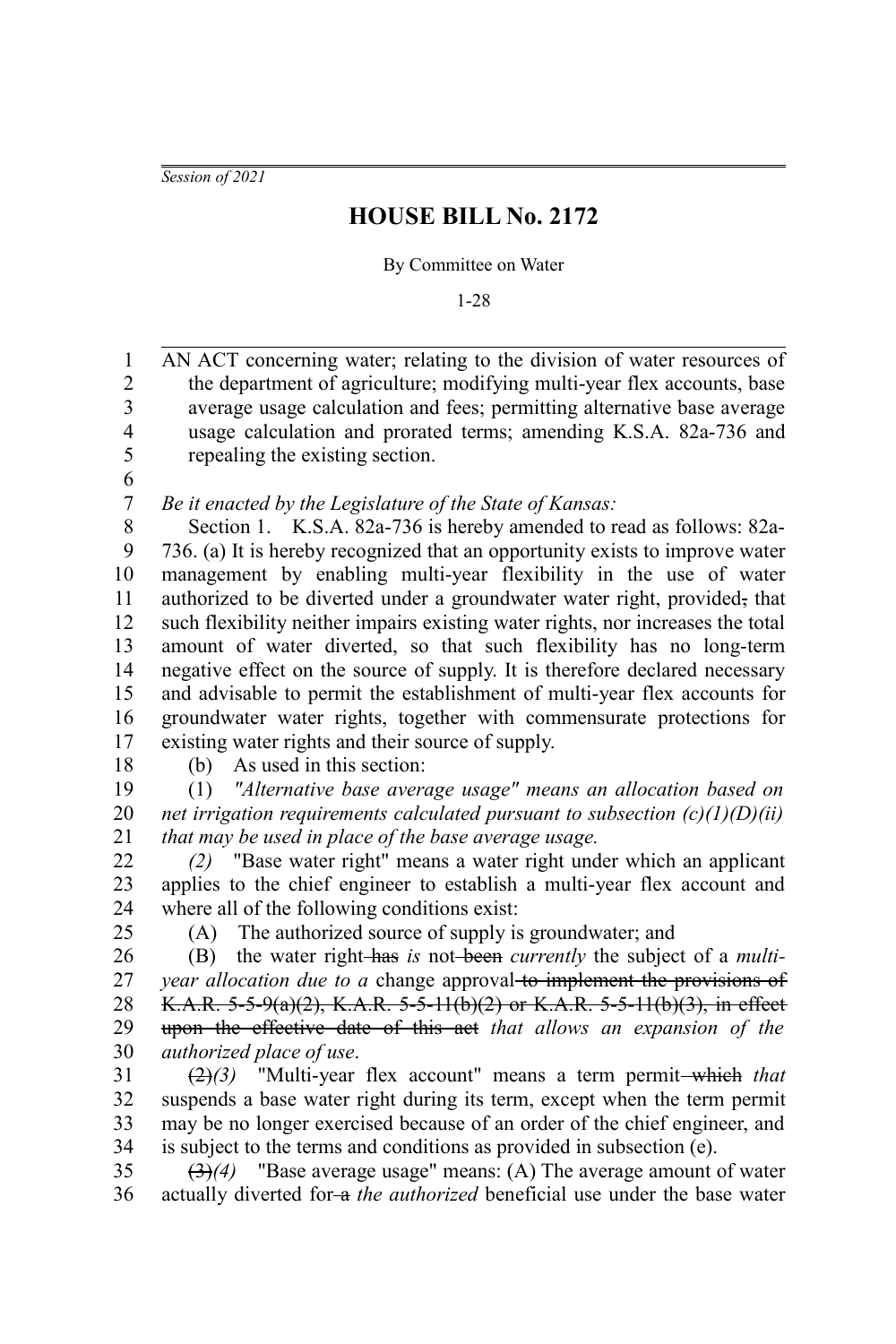*Session of 2021*

# HOUSE BILL No. 2172

By Committee on Water

1-28

AN ACT concerning water; relating to the division of water resources of the department of agriculture; modifying multi-year flex accounts, base average usage calculation and fees; permitting alternative base average usage calculation and prorated terms; amending K.S.A. 82a-736 and repealing the existing section.

*Be it enacted by the Legislature of the State of Kansas:*

Section 1. K.S.A. 82a-736 is hereby amended to read as follows: 82a-736. (a) It is hereby recognized that an opportunity exists to improve water management by enabling multi-year flexibility in the use of water authorized to be diverted under a groundwater water right, provided~~,~~ that such flexibility neither impairs existing water rights, nor increases the total amount of water diverted, so that such flexibility has no long-term negative effect on the source of supply. It is therefore declared necessary and advisable to permit the establishment of multi-year flex accounts for groundwater water rights, together with commensurate protections for existing water rights and their source of supply.

(b) As used in this section:

(1) *"Alternative base average usage" means an allocation based on net irrigation requirements calculated pursuant to subsection (c)(1)(D)(ii) that may be used in place of the base average usage.*

*(2)* "Base water right" means a water right under which an applicant applies to the chief engineer to establish a multi-year flex account and where all of the following conditions exist:

(A) The authorized source of supply is groundwater; and

(B) the water right ~~has~~ *is* not ~~been~~ *currently* the subject of a *multi-year allocation due to a* change approval ~~to implement the provisions of K.A.R. 5-5-9(a)(2), K.A.R. 5-5-11(b)(2) or K.A.R. 5-5-11(b)(3), in effect upon the effective date of this act~~ *that allows an expansion of the authorized place of use*.

~~(2)~~*(3)* "Multi-year flex account" means a term permit ~~which~~ *that* suspends a base water right during its term, except when the term permit may be no longer exercised because of an order of the chief engineer, and is subject to the terms and conditions as provided in subsection (e).

~~(3)~~*(4)* "Base average usage" means: (A) The average amount of water actually diverted for ~~a~~ *the authorized* beneficial use under the base water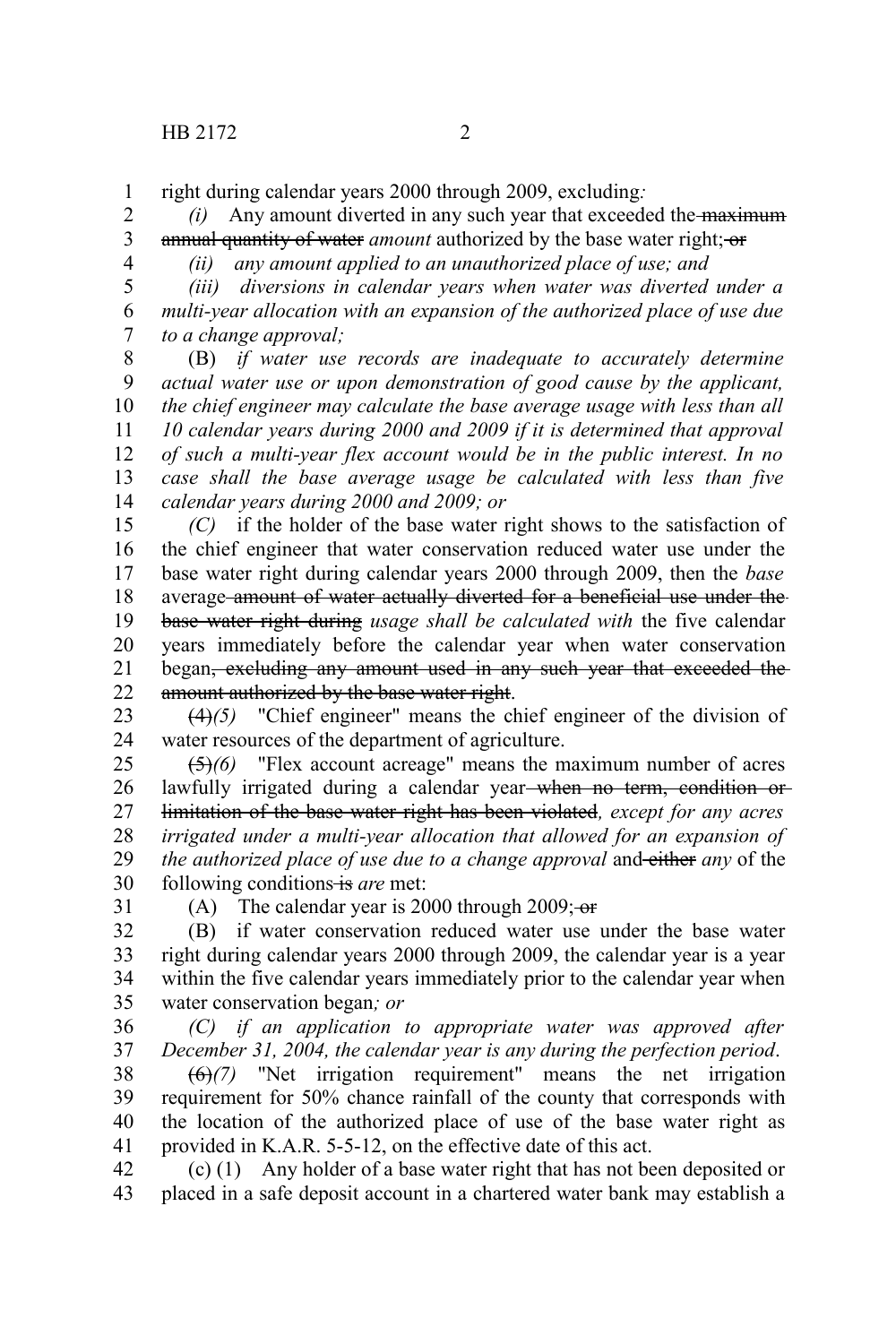right during calendar years 2000 through 2009, excluding*:*

*(i)* Any amount diverted in any such year that exceeded the ~~maximum annual quantity of water~~ *amount* authorized by the base water right; ~~or~~

*(ii) any amount applied to an unauthorized place of use; and*

*(iii) diversions in calendar years when water was diverted under a multi-year allocation with an expansion of the authorized place of use due to a change approval;*

(B) *if water use records are inadequate to accurately determine actual water use or upon demonstration of good cause by the applicant, the chief engineer may calculate the base average usage with less than all 10 calendar years during 2000 and 2009 if it is determined that approval of such a multi-year flex account would be in the public interest. In no case shall the base average usage be calculated with less than five calendar years during 2000 and 2009; or*

*(C)* if the holder of the base water right shows to the satisfaction of the chief engineer that water conservation reduced water use under the base water right during calendar years 2000 through 2009, then the *base* average ~~amount of water actually diverted for a beneficial use under the base water right during~~ *usage shall be calculated with* the five calendar years immediately before the calendar year when water conservation began~~, excluding any amount used in any such year that exceeded the amount authorized by the base water right~~.

~~(4)~~*(5)* "Chief engineer" means the chief engineer of the division of water resources of the department of agriculture.

~~(5)~~*(6)* "Flex account acreage" means the maximum number of acres lawfully irrigated during a calendar year ~~when no term, condition or limitation of the base water right has been violated~~*, except for any acres irrigated under a multi-year allocation that allowed for an expansion of the authorized place of use due to a change approval* and ~~either~~ *any* of the following conditions ~~is~~ *are* met:

(A) The calendar year is 2000 through 2009; ~~or~~

(B) if water conservation reduced water use under the base water right during calendar years 2000 through 2009, the calendar year is a year within the five calendar years immediately prior to the calendar year when water conservation began*; or*

*(C) if an application to appropriate water was approved after December 31, 2004, the calendar year is any during the perfection period*.

~~(6)~~*(7)* "Net irrigation requirement" means the net irrigation requirement for 50% chance rainfall of the county that corresponds with the location of the authorized place of use of the base water right as provided in K.A.R. 5-5-12, on the effective date of this act.

(c) (1) Any holder of a base water right that has not been deposited or placed in a safe deposit account in a chartered water bank may establish a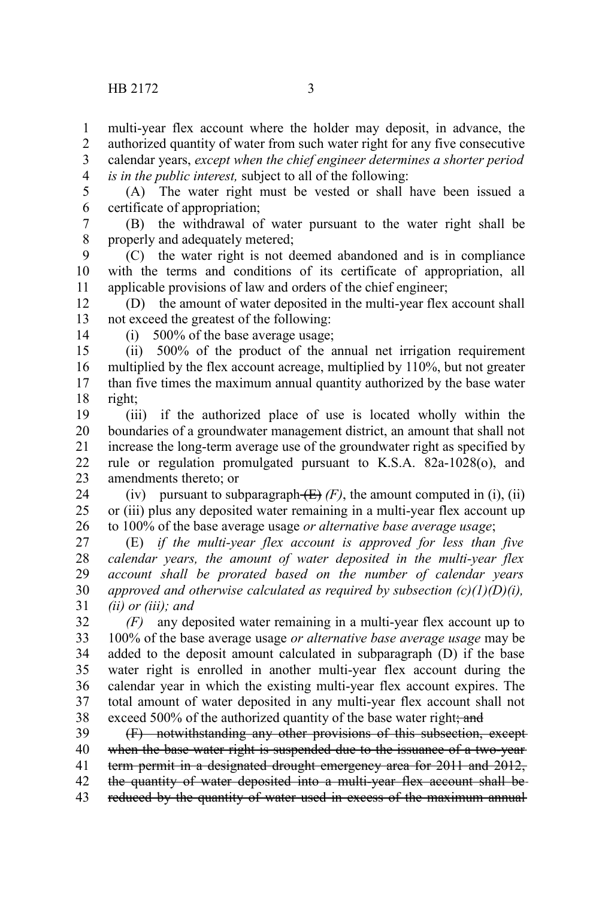multi-year flex account where the holder may deposit, in advance, the authorized quantity of water from such water right for any five consecutive calendar years, *except when the chief engineer determines a shorter period is in the public interest,* subject to all of the following:

(A) The water right must be vested or shall have been issued a certificate of appropriation;

(B) the withdrawal of water pursuant to the water right shall be properly and adequately metered;

(C) the water right is not deemed abandoned and is in compliance with the terms and conditions of its certificate of appropriation, all applicable provisions of law and orders of the chief engineer;

(D) the amount of water deposited in the multi-year flex account shall not exceed the greatest of the following:

(i) 500% of the base average usage;

(ii) 500% of the product of the annual net irrigation requirement multiplied by the flex account acreage, multiplied by 110%, but not greater than five times the maximum annual quantity authorized by the base water right;

(iii) if the authorized place of use is located wholly within the boundaries of a groundwater management district, an amount that shall not increase the long-term average use of the groundwater right as specified by rule or regulation promulgated pursuant to K.S.A. 82a-1028(o), and amendments thereto; or

(iv) pursuant to subparagraph ~~(E)~~ *(F)*, the amount computed in (i), (ii) or (iii) plus any deposited water remaining in a multi-year flex account up to 100% of the base average usage *or alternative base average usage*;

(E) *if the multi-year flex account is approved for less than five calendar years, the amount of water deposited in the multi-year flex account shall be prorated based on the number of calendar years approved and otherwise calculated as required by subsection (c)(1)(D)(i), (ii) or (iii); and*

*(F)* any deposited water remaining in a multi-year flex account up to 100% of the base average usage *or alternative base average usage* may be added to the deposit amount calculated in subparagraph (D) if the base water right is enrolled in another multi-year flex account during the calendar year in which the existing multi-year flex account expires. The total amount of water deposited in any multi-year flex account shall not exceed 500% of the authorized quantity of the base water right~~; and~~

~~(F) notwithstanding any other provisions of this subsection, except when the base water right is suspended due to the issuance of a two-year term permit in a designated drought emergency area for 2011 and 2012, the quantity of water deposited into a multi-year flex account shall be reduced by the quantity of water used in excess of the maximum annual~~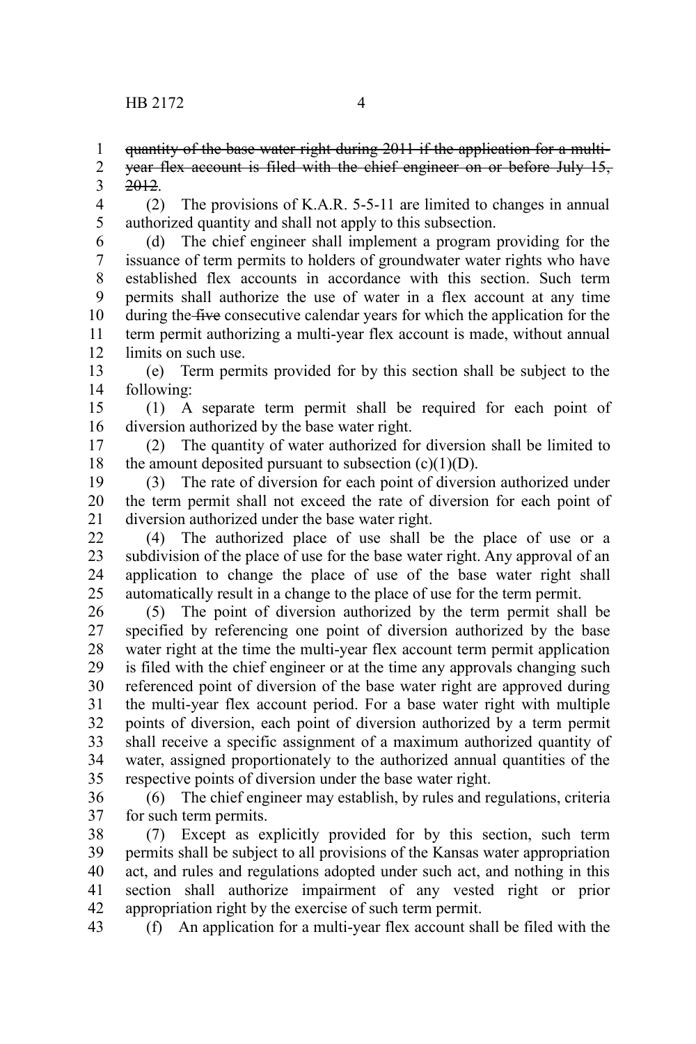~~quantity of the base water right during 2011 if the application for a multi-year flex account is filed with the chief engineer on or before July 15, 2012~~.

(2) The provisions of K.A.R. 5-5-11 are limited to changes in annual authorized quantity and shall not apply to this subsection.

(d) The chief engineer shall implement a program providing for the issuance of term permits to holders of groundwater water rights who have established flex accounts in accordance with this section. Such term permits shall authorize the use of water in a flex account at any time during the ~~five~~ consecutive calendar years for which the application for the term permit authorizing a multi-year flex account is made, without annual limits on such use.

(e) Term permits provided for by this section shall be subject to the following:

(1) A separate term permit shall be required for each point of diversion authorized by the base water right.

(2) The quantity of water authorized for diversion shall be limited to the amount deposited pursuant to subsection (c)(1)(D).

(3) The rate of diversion for each point of diversion authorized under the term permit shall not exceed the rate of diversion for each point of diversion authorized under the base water right.

(4) The authorized place of use shall be the place of use or a subdivision of the place of use for the base water right. Any approval of an application to change the place of use of the base water right shall automatically result in a change to the place of use for the term permit.

(5) The point of diversion authorized by the term permit shall be specified by referencing one point of diversion authorized by the base water right at the time the multi-year flex account term permit application is filed with the chief engineer or at the time any approvals changing such referenced point of diversion of the base water right are approved during the multi-year flex account period. For a base water right with multiple points of diversion, each point of diversion authorized by a term permit shall receive a specific assignment of a maximum authorized quantity of water, assigned proportionately to the authorized annual quantities of the respective points of diversion under the base water right.

(6) The chief engineer may establish, by rules and regulations, criteria for such term permits.

(7) Except as explicitly provided for by this section, such term permits shall be subject to all provisions of the Kansas water appropriation act, and rules and regulations adopted under such act, and nothing in this section shall authorize impairment of any vested right or prior appropriation right by the exercise of such term permit.

(f) An application for a multi-year flex account shall be filed with the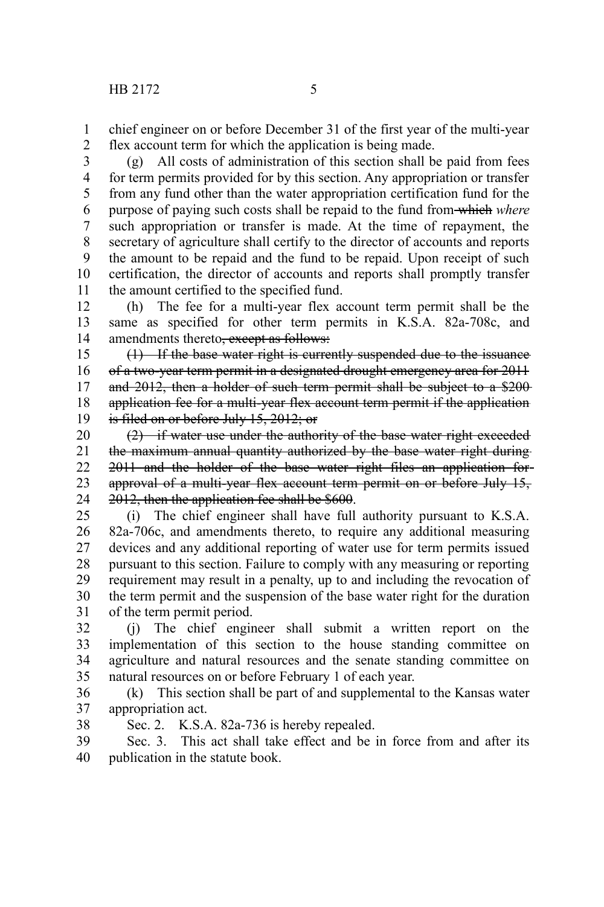chief engineer on or before December 31 of the first year of the multi-year flex account term for which the application is being made.

(g) All costs of administration of this section shall be paid from fees for term permits provided for by this section. Any appropriation or transfer from any fund other than the water appropriation certification fund for the purpose of paying such costs shall be repaid to the fund from ~~which~~ *where* such appropriation or transfer is made. At the time of repayment, the secretary of agriculture shall certify to the director of accounts and reports the amount to be repaid and the fund to be repaid. Upon receipt of such certification, the director of accounts and reports shall promptly transfer the amount certified to the specified fund.

(h) The fee for a multi-year flex account term permit shall be the same as specified for other term permits in K.S.A. 82a-708c, and amendments thereto~~, except as follows:~~

~~(1) If the base water right is currently suspended due to the issuance of a two-year term permit in a designated drought emergency area for 2011 and 2012, then a holder of such term permit shall be subject to a $200 application fee for a multi-year flex account term permit if the application is filed on or before July 15, 2012; or~~

~~(2) if water use under the authority of the base water right exceeded the maximum annual quantity authorized by the base water right during 2011 and the holder of the base water right files an application for approval of a multi-year flex account term permit on or before July 15, 2012, then the application fee shall be $600~~.

(i) The chief engineer shall have full authority pursuant to K.S.A. 82a-706c, and amendments thereto, to require any additional measuring devices and any additional reporting of water use for term permits issued pursuant to this section. Failure to comply with any measuring or reporting requirement may result in a penalty, up to and including the revocation of the term permit and the suspension of the base water right for the duration of the term permit period.

(j) The chief engineer shall submit a written report on the implementation of this section to the house standing committee on agriculture and natural resources and the senate standing committee on natural resources on or before February 1 of each year.

(k) This section shall be part of and supplemental to the Kansas water appropriation act.

Sec. 2. K.S.A. 82a-736 is hereby repealed.

Sec. 3. This act shall take effect and be in force from and after its publication in the statute book.